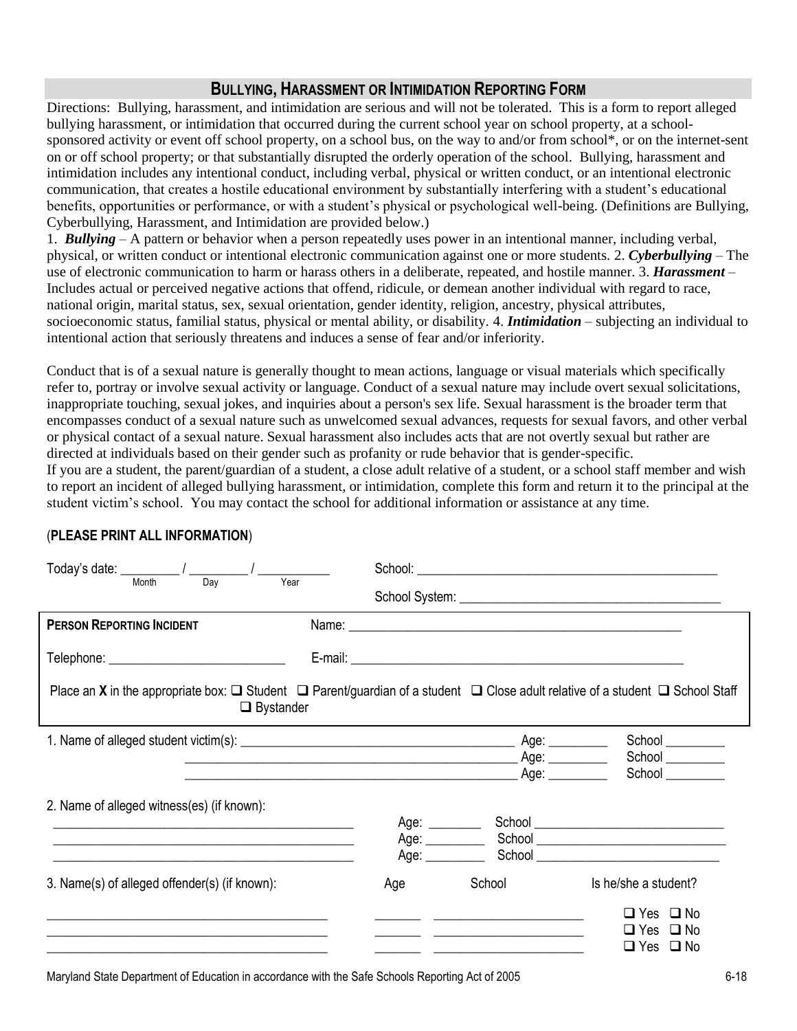## BULLYING, HARASSMENT OR INTIMIDATION REPORTING FORM

Directions: Bullying, harassment, and intimidation are serious and will not be tolerated. This is a form to report alleged bullying harassment, or intimidation that occurred during the current school year on school property, at a school-sponsored activity or event off school property, on a school bus, on the way to and/or from school*, or on the internet-sent on or off school property; or that substantially disrupted the orderly operation of the school. Bullying, harassment and intimidation includes any intentional conduct, including verbal, physical or written conduct, or an intentional electronic communication, that creates a hostile educational environment by substantially interfering with a student's educational benefits, opportunities or performance, or with a student's physical or psychological well-being. (Definitions are Bullying, Cyberbullying, Harassment, and Intimidation are provided below.)

1. ***Bullying*** – A pattern or behavior when a person repeatedly uses power in an intentional manner, including verbal, physical, or written conduct or intentional electronic communication against one or more students. 2. ***Cyberbullying*** – The use of electronic communication to harm or harass others in a deliberate, repeated, and hostile manner. 3. ***Harassment*** – Includes actual or perceived negative actions that offend, ridicule, or demean another individual with regard to race, national origin, marital status, sex, sexual orientation, gender identity, religion, ancestry, physical attributes, socioeconomic status, familial status, physical or mental ability, or disability. 4. ***Intimidation*** – subjecting an individual to intentional action that seriously threatens and induces a sense of fear and/or inferiority.

Conduct that is of a sexual nature is generally thought to mean actions, language or visual materials which specifically refer to, portray or involve sexual activity or language. Conduct of a sexual nature may include overt sexual solicitations, inappropriate touching, sexual jokes, and inquiries about a person's sex life. Sexual harassment is the broader term that encompasses conduct of a sexual nature such as unwelcomed sexual advances, requests for sexual favors, and other verbal or physical contact of a sexual nature. Sexual harassment also includes acts that are not overtly sexual but rather are directed at individuals based on their gender such as profanity or rude behavior that is gender-specific.

If you are a student, the parent/guardian of a student, a close adult relative of a student, or a school staff member and wish to report an incident of alleged bullying harassment, or intimidation, complete this form and return it to the principal at the student victim's school. You may contact the school for additional information or assistance at any time.

(**PLEASE PRINT ALL INFORMATION**)

Today's date: _________ / _________ / ___________
(Month / Day / Year)

School: ______________________________________________

School System: ______________________________________

**PERSON REPORTING INCIDENT** Name: ______________________________________________

Telephone: ___________________________ E-mail: ______________________________________________

Place an **X** in the appropriate box: ☐ Student ☐ Parent/guardian of a student ☐ Close adult relative of a student ☐ School Staff ☐ Bystander

1. Name of alleged student victim(s): ________________________________________ Age: _________ School _________
________________________________________ Age: _________ School _________
________________________________________ Age: _________ School _________

2. Name of alleged witness(es) (if known):
________________________________________ Age: ________ School ____________________________
________________________________________ Age: _________ School ____________________________
________________________________________ Age: _________ School ____________________________

3. Name(s) of alleged offender(s) (if known):

| Name | Age | School | Is he/she a student? |
|---|---|---|---|
| ________________________________ | _______ | ______________________ | ☐ Yes ☐ No |
| ________________________________ | _______ | ______________________ | ☐ Yes ☐ No |
| ________________________________ | _______ | ______________________ | ☐ Yes ☐ No |

Maryland State Department of Education in accordance with the Safe Schools Reporting Act of 2005 6-18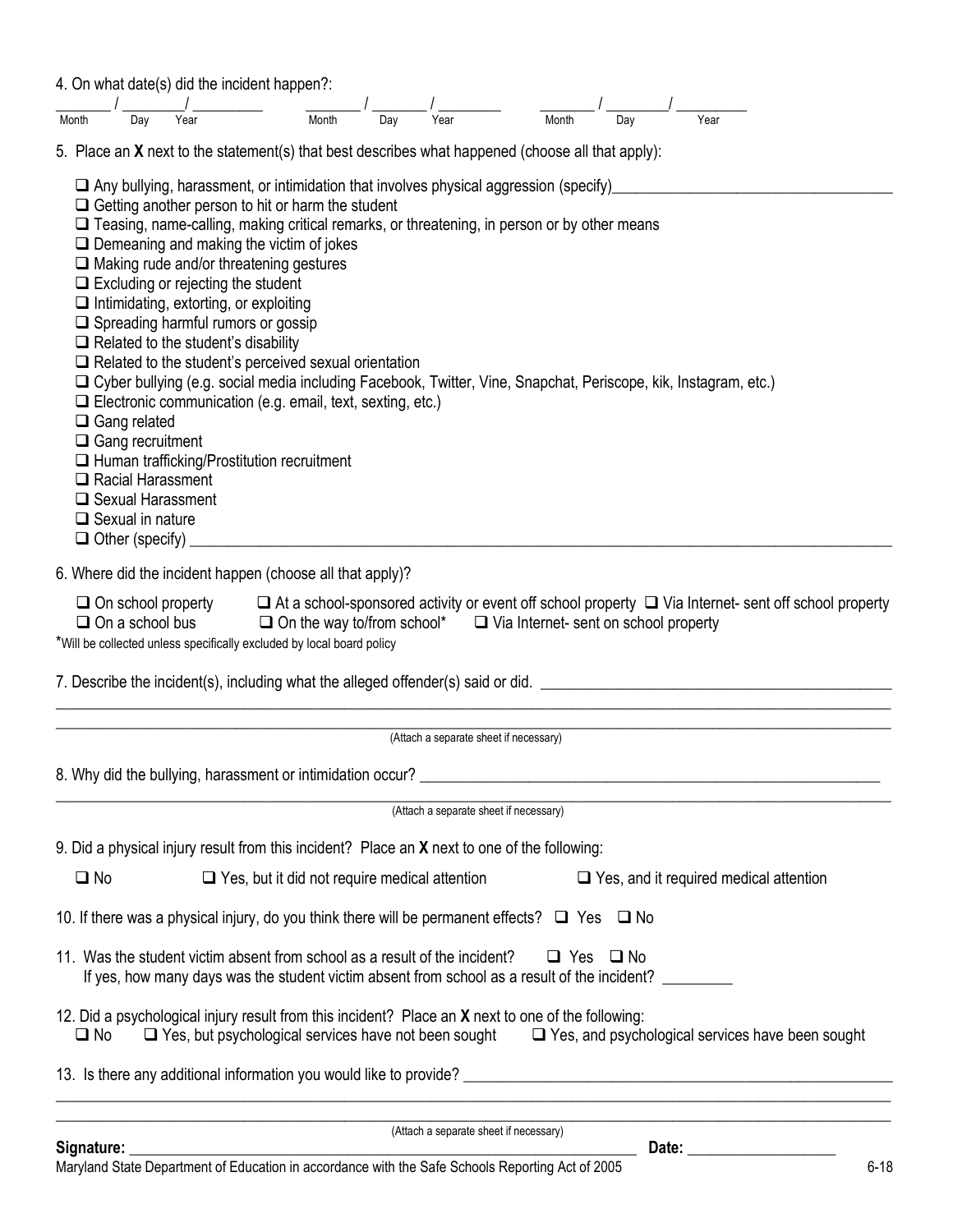4. On what date(s) did the incident happen?:

_______ / ________/ _________ &nbsp;&nbsp;&nbsp; _______ / _______ / ________ &nbsp;&nbsp;&nbsp; _______ / ________/ _________
Month &nbsp; Day &nbsp; Year &nbsp;&nbsp;&nbsp; Month &nbsp; Day &nbsp; Year &nbsp;&nbsp;&nbsp; Month &nbsp; Day &nbsp; Year

5. Place an **X** next to the statement(s) that best describes what happened (choose all that apply):

- ❑ Any bullying, harassment, or intimidation that involves physical aggression (specify)___________________________________
- ❑ Getting another person to hit or harm the student
- ❑ Teasing, name-calling, making critical remarks, or threatening, in person or by other means
- ❑ Demeaning and making the victim of jokes
- ❑ Making rude and/or threatening gestures
- ❑ Excluding or rejecting the student
- ❑ Intimidating, extorting, or exploiting
- ❑ Spreading harmful rumors or gossip
- ❑ Related to the student's disability
- ❑ Related to the student's perceived sexual orientation
- ❑ Cyber bullying (e.g. social media including Facebook, Twitter, Vine, Snapchat, Periscope, kik, Instagram, etc.)
- ❑ Electronic communication (e.g. email, text, sexting, etc.)
- ❑ Gang related
- ❑ Gang recruitment
- ❑ Human trafficking/Prostitution recruitment
- ❑ Racial Harassment
- ❑ Sexual Harassment
- ❑ Sexual in nature
- ❑ Other (specify) ______________________________________________________________________________

6. Where did the incident happen (choose all that apply)?

❑ On school property &nbsp;&nbsp; ❑ At a school-sponsored activity or event off school property &nbsp;&nbsp; ❑ Via Internet- sent off school property
❑ On a school bus &nbsp;&nbsp; ❑ On the way to/from school* &nbsp;&nbsp; ❑ Via Internet- sent on school property

*Will be collected unless specifically excluded by local board policy

7. Describe the incident(s), including what the alleged offender(s) said or did. ____________________________________________

__________________________________________________________________________________________________________

__________________________________________________________________________________________________________

(Attach a separate sheet if necessary)

8. Why did the bullying, harassment or intimidation occur? _____________________________________________________________

__________________________________________________________________________________________________________

(Attach a separate sheet if necessary)

9. Did a physical injury result from this incident? Place an **X** next to one of the following:

❑ No &nbsp;&nbsp; ❑ Yes, but it did not require medical attention &nbsp;&nbsp; ❑ Yes, and it required medical attention

10. If there was a physical injury, do you think there will be permanent effects? ❑ Yes ❑ No

11. Was the student victim absent from school as a result of the incident? ❑ Yes ❑ No
If yes, how many days was the student victim absent from school as a result of the incident? _________

12. Did a psychological injury result from this incident? Place an **X** next to one of the following:
❑ No &nbsp;&nbsp; ❑ Yes, but psychological services have not been sought &nbsp;&nbsp; ❑ Yes, and psychological services have been sought

13. Is there any additional information you would like to provide? _____________________________________________________

__________________________________________________________________________________________________________

__________________________________________________________________________________________________________

(Attach a separate sheet if necessary)

**Signature:** ____________________________________________________________________ **Date:** ___________________

Maryland State Department of Education in accordance with the Safe Schools Reporting Act of 2005